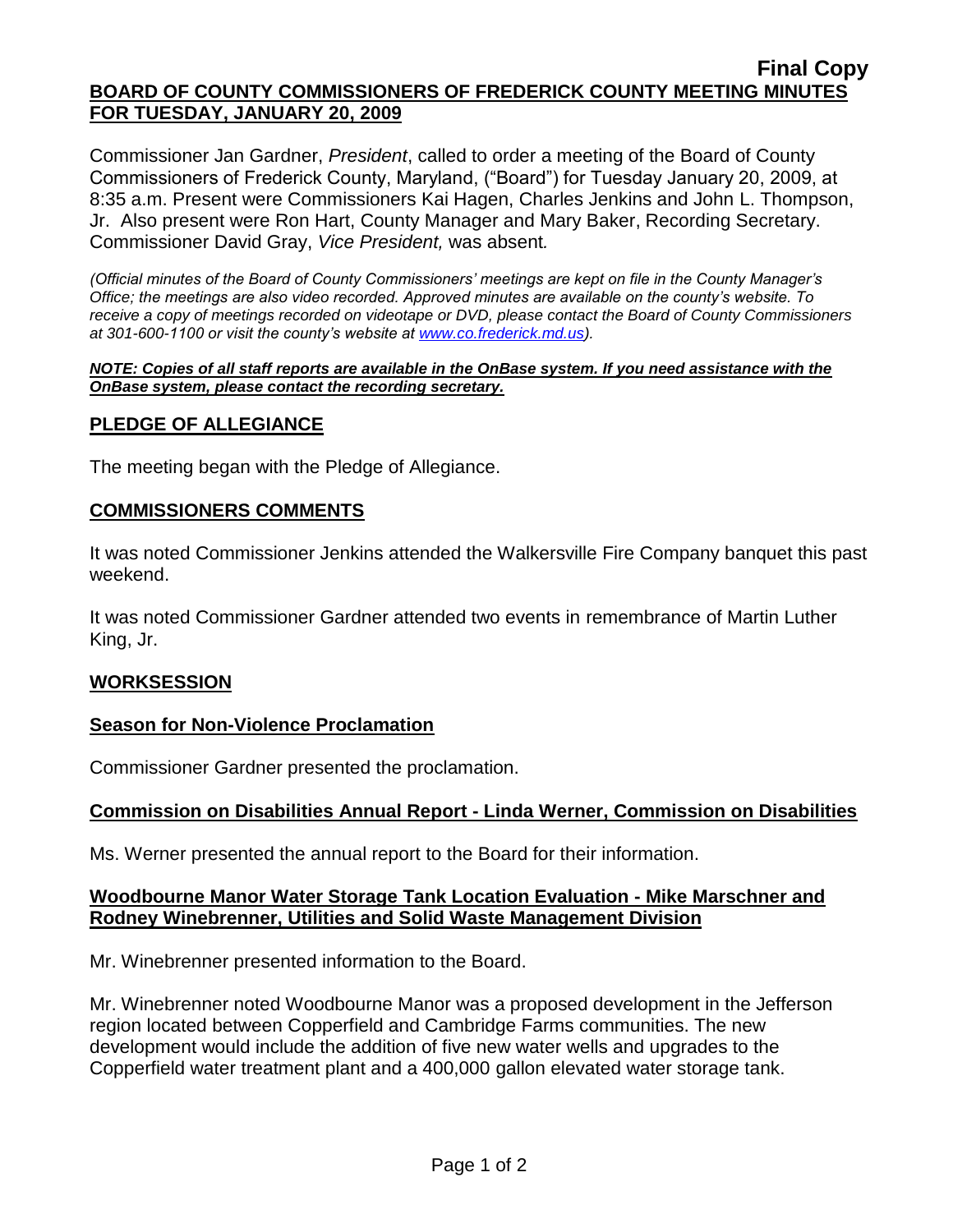**Final Copy**

**BOARD OF COUNTY COMMISSIONERS OF FREDERICK COUNTY MEETING MINUTES FOR TUESDAY, JANUARY 20, 2009**

Commissioner Jan Gardner, *President*, called to order a meeting of the Board of County Commissioners of Frederick County, Maryland, ("Board") for Tuesday January 20, 2009, at 8:35 a.m. Present were Commissioners Kai Hagen, Charles Jenkins and John L. Thompson, Jr. Also present were Ron Hart, County Manager and Mary Baker, Recording Secretary. Commissioner David Gray, *Vice President,* was absent*.*

*(Official minutes of the Board of County Commissioners' meetings are kept on file in the County Manager's Office; the meetings are also video recorded. Approved minutes are available on the county's website. To receive a copy of meetings recorded on videotape or DVD, please contact the Board of County Commissioners at 301-600-1100 or visit the county's website at www.co.frederick.md.us).*

***NOTE: Copies of all staff reports are available in the OnBase system. If you need assistance with the OnBase system, please contact the recording secretary.***

## PLEDGE OF ALLEGIANCE

The meeting began with the Pledge of Allegiance.

## COMMISSIONERS COMMENTS

It was noted Commissioner Jenkins attended the Walkersville Fire Company banquet this past weekend.

It was noted Commissioner Gardner attended two events in remembrance of Martin Luther King, Jr.

## WORKSESSION

### Season for Non-Violence Proclamation

Commissioner Gardner presented the proclamation.

### Commission on Disabilities Annual Report - Linda Werner, Commission on Disabilities

Ms. Werner presented the annual report to the Board for their information.

### Woodbourne Manor Water Storage Tank Location Evaluation - Mike Marschner and Rodney Winebrenner, Utilities and Solid Waste Management Division

Mr. Winebrenner presented information to the Board.

Mr. Winebrenner noted Woodbourne Manor was a proposed development in the Jefferson region located between Copperfield and Cambridge Farms communities. The new development would include the addition of five new water wells and upgrades to the Copperfield water treatment plant and a 400,000 gallon elevated water storage tank.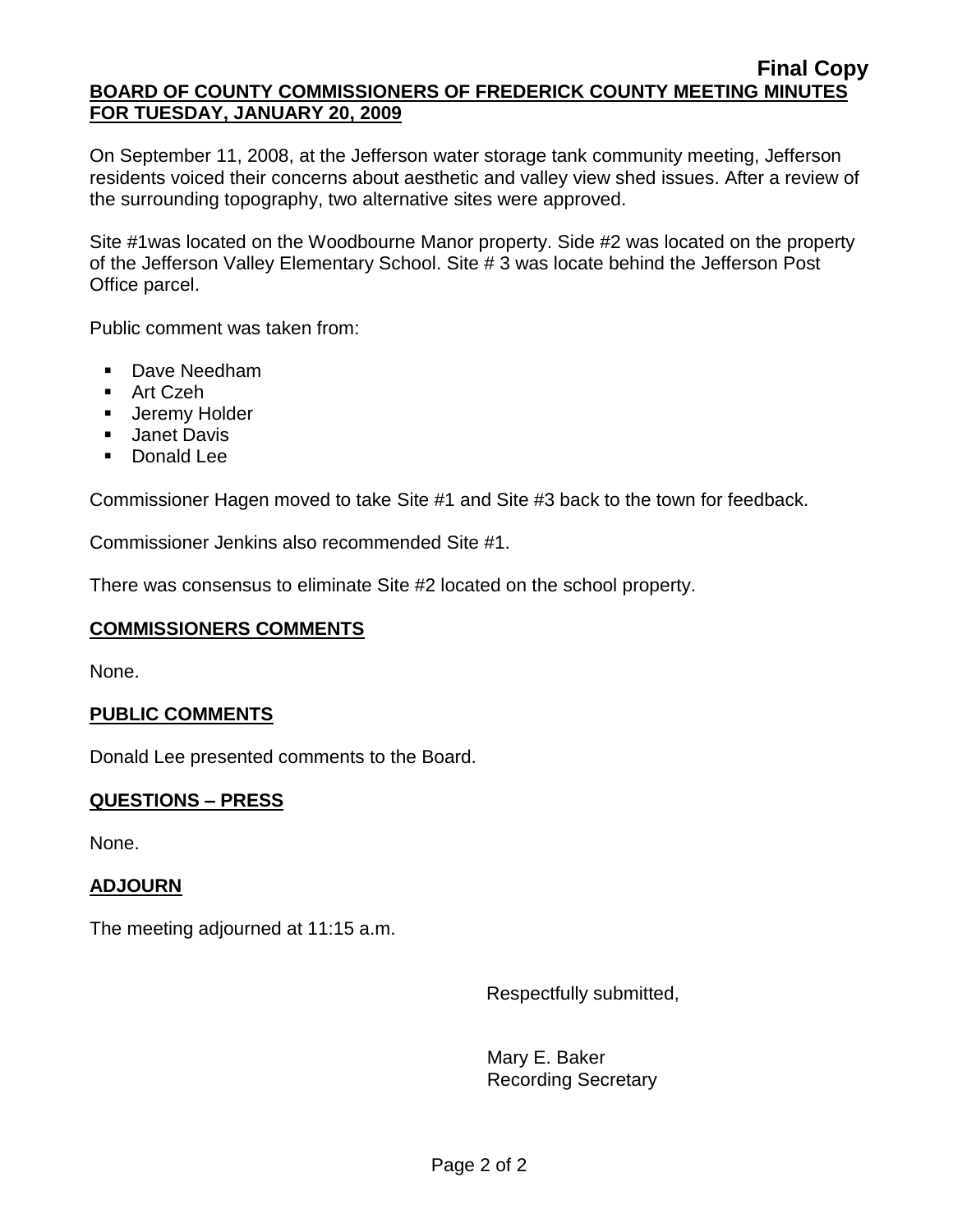**Final Copy**

**BOARD OF COUNTY COMMISSIONERS OF FREDERICK COUNTY MEETING MINUTES FOR TUESDAY, JANUARY 20, 2009**

On September 11, 2008, at the Jefferson water storage tank community meeting, Jefferson residents voiced their concerns about aesthetic and valley view shed issues. After a review of the surrounding topography, two alternative sites were approved.

Site #1was located on the Woodbourne Manor property. Side #2 was located on the property of the Jefferson Valley Elementary School. Site # 3 was locate behind the Jefferson Post Office parcel.

Public comment was taken from:

- Dave Needham
- Art Czeh
- Jeremy Holder
- Janet Davis
- Donald Lee

Commissioner Hagen moved to take Site #1 and Site #3 back to the town for feedback.

Commissioner Jenkins also recommended Site #1.

There was consensus to eliminate Site #2 located on the school property.

## COMMISSIONERS COMMENTS

None.

## PUBLIC COMMENTS

Donald Lee presented comments to the Board.

## QUESTIONS – PRESS

None.

## ADJOURN

The meeting adjourned at 11:15 a.m.

Respectfully submitted,

Mary E. Baker
Recording Secretary